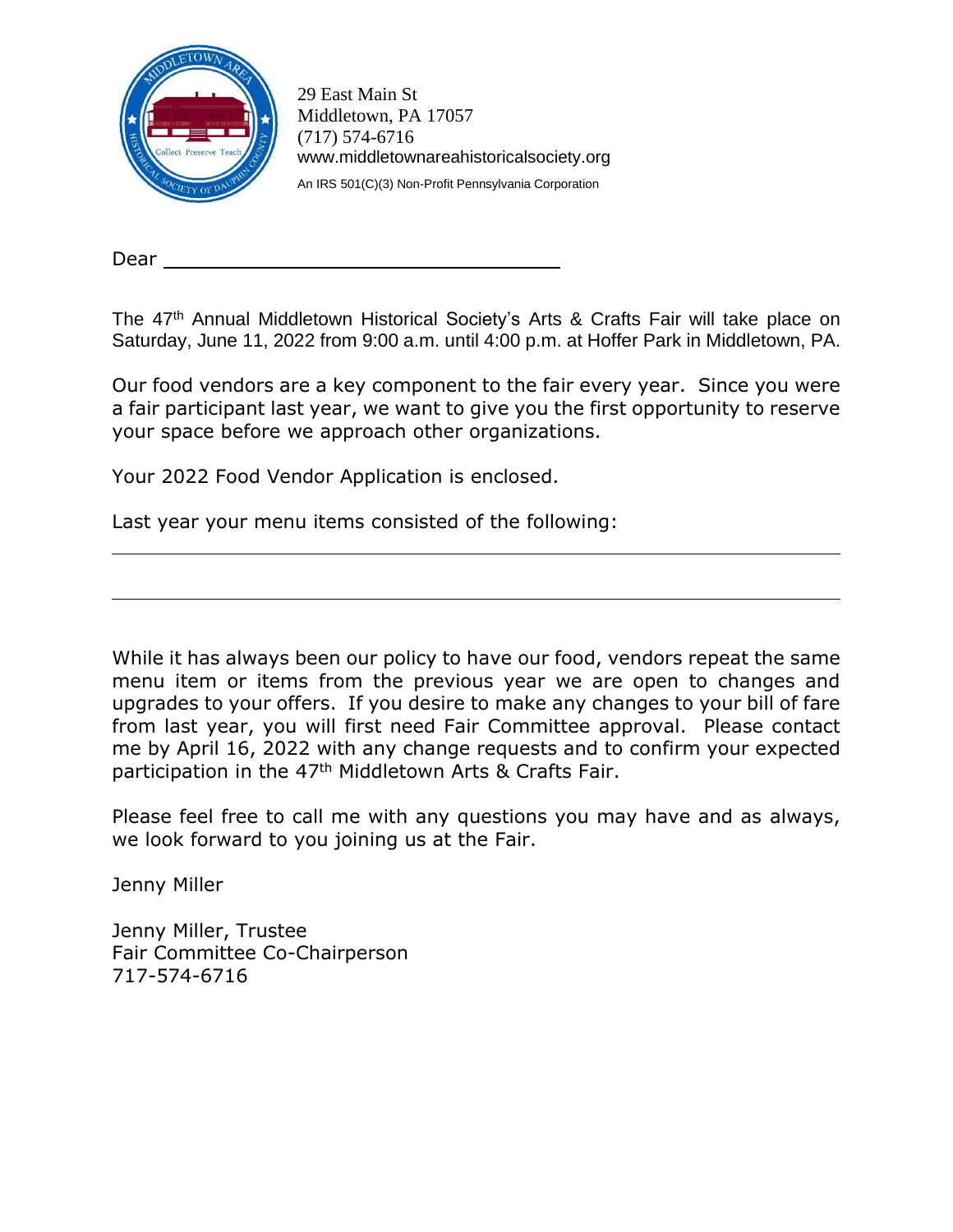29 East Main St
Middletown, PA 17057
(717) 574-6716
www.middletownareahistoricalsociety.org
An IRS 501(C)(3) Non-Profit Pennsylvania Corporation

Dear \_\_\_\_\_\_\_\_\_\_\_\_\_\_\_\_\_\_\_\_\_\_\_\_\_\_\_\_\_\_\_\_\_\_

The 47th Annual Middletown Historical Society's Arts & Crafts Fair will take place on Saturday, June 11, 2022 from 9:00 a.m. until 4:00 p.m. at Hoffer Park in Middletown, PA.

Our food vendors are a key component to the fair every year. Since you were a fair participant last year, we want to give you the first opportunity to reserve your space before we approach other organizations.

Your 2022 Food Vendor Application is enclosed.

Last year your menu items consisted of the following:

\_\_\_\_\_\_\_\_\_\_\_\_\_\_\_\_\_\_\_\_\_\_\_\_\_\_\_\_\_\_\_\_\_\_\_\_\_\_\_\_\_\_\_\_\_\_\_\_\_\_\_\_\_\_\_\_\_\_\_\_\_\_

\_\_\_\_\_\_\_\_\_\_\_\_\_\_\_\_\_\_\_\_\_\_\_\_\_\_\_\_\_\_\_\_\_\_\_\_\_\_\_\_\_\_\_\_\_\_\_\_\_\_\_\_\_\_\_\_\_\_\_\_\_\_

While it has always been our policy to have our food, vendors repeat the same menu item or items from the previous year we are open to changes and upgrades to your offers. If you desire to make any changes to your bill of fare from last year, you will first need Fair Committee approval. Please contact me by April 16, 2022 with any change requests and to confirm your expected participation in the 47th Middletown Arts & Crafts Fair.

Please feel free to call me with any questions you may have and as always, we look forward to you joining us at the Fair.

Jenny Miller

Jenny Miller, Trustee
Fair Committee Co-Chairperson
717-574-6716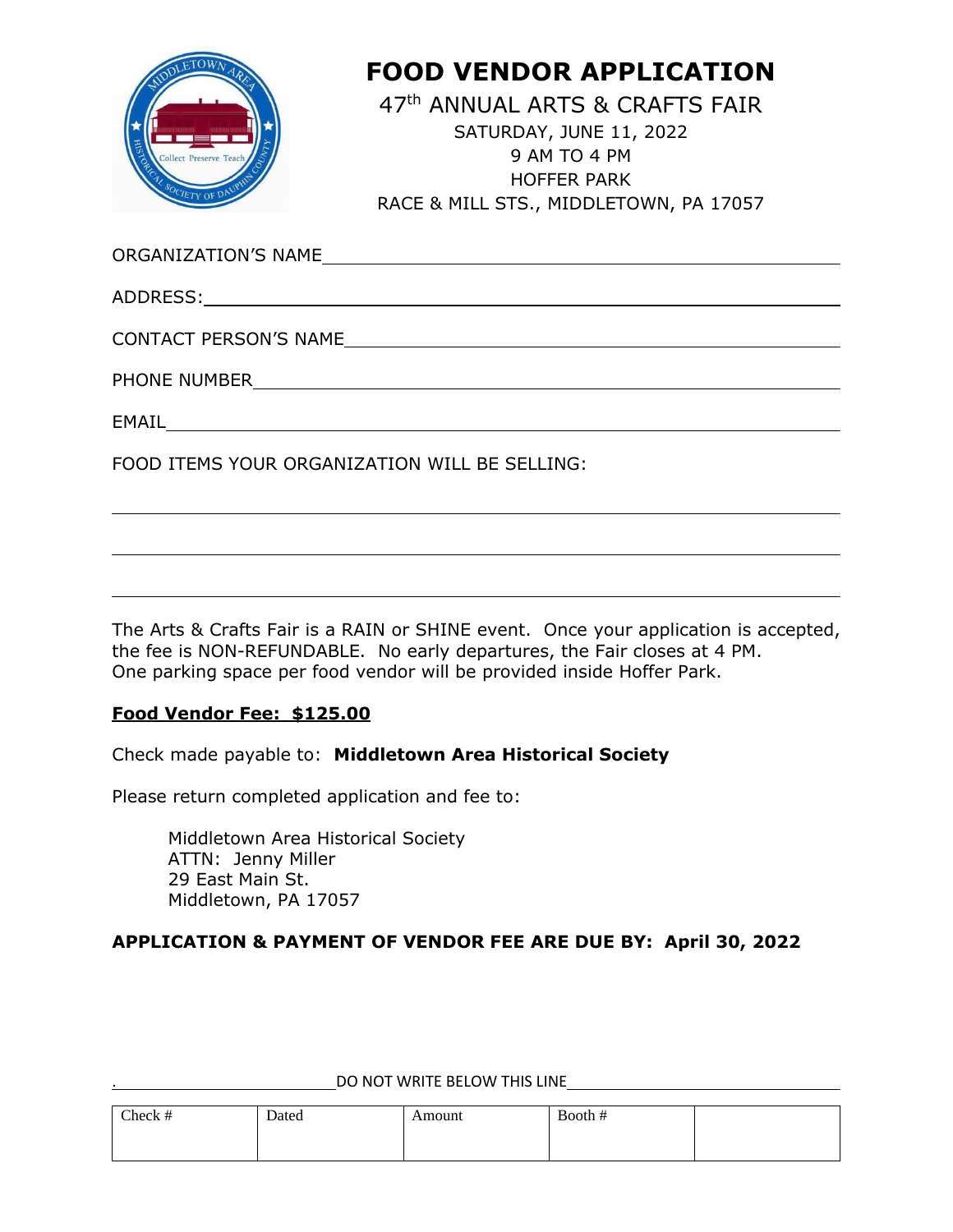# FOOD VENDOR APPLICATION

47th ANNUAL ARTS & CRAFTS FAIR
SATURDAY, JUNE 11, 2022
9 AM TO 4 PM
HOFFER PARK
RACE & MILL STS., MIDDLETOWN, PA 17057

ORGANIZATION'S NAME ______________________________

ADDRESS: ______________________________

CONTACT PERSON'S NAME ______________________________

PHONE NUMBER ______________________________

EMAIL ______________________________

FOOD ITEMS YOUR ORGANIZATION WILL BE SELLING:

______________________________

______________________________

______________________________

The Arts & Crafts Fair is a RAIN or SHINE event. Once your application is accepted, the fee is NON-REFUNDABLE. No early departures, the Fair closes at 4 PM. One parking space per food vendor will be provided inside Hoffer Park.

**Food Vendor Fee: $125.00**

Check made payable to: **Middletown Area Historical Society**

Please return completed application and fee to:

Middletown Area Historical Society
ATTN: Jenny Miller
29 East Main St.
Middletown, PA 17057

**APPLICATION & PAYMENT OF VENDOR FEE ARE DUE BY: April 30, 2022**

DO NOT WRITE BELOW THIS LINE

| Check # | Dated | Amount | Booth # | |
|---|---|---|---|---|
| | | | | |